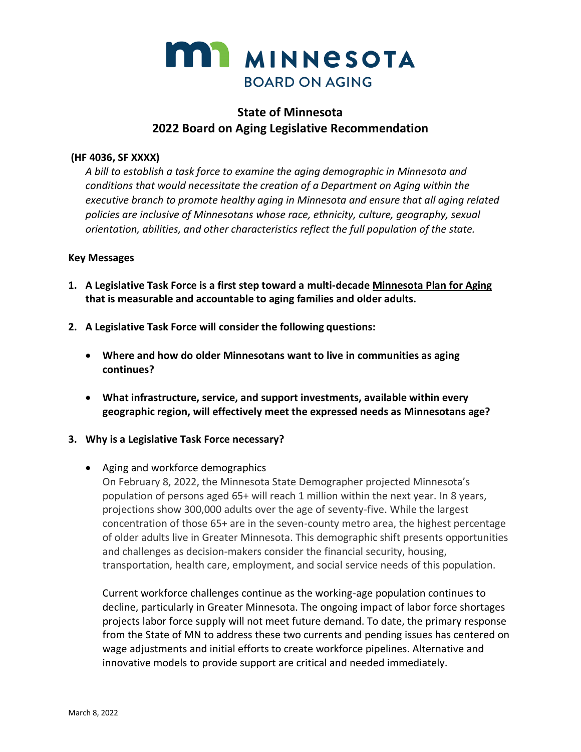# MINNESOTA BOARD ON AGING

## State of Minnesota
## 2022 Board on Aging Legislative Recommendation

**(HF 4036, SF XXXX)**

*A bill to establish a task force to examine the aging demographic in Minnesota and conditions that would necessitate the creation of a Department on Aging within the executive branch to promote healthy aging in Minnesota and ensure that all aging related policies are inclusive of Minnesotans whose race, ethnicity, culture, geography, sexual orientation, abilities, and other characteristics reflect the full population of the state.*

**Key Messages**

1. **A Legislative Task Force is a first step toward a multi-decade Minnesota Plan for Aging that is measurable and accountable to aging families and older adults.**

2. **A Legislative Task Force will consider the following questions:**

   - **Where and how do older Minnesotans want to live in communities as aging continues?**

   - **What infrastructure, service, and support investments, available within every geographic region, will effectively meet the expressed needs as Minnesotans age?**

3. **Why is a Legislative Task Force necessary?**

   - Aging and workforce demographics
     On February 8, 2022, the Minnesota State Demographer projected Minnesota's population of persons aged 65+ will reach 1 million within the next year. In 8 years, projections show 300,000 adults over the age of seventy-five. While the largest concentration of those 65+ are in the seven-county metro area, the highest percentage of older adults live in Greater Minnesota. This demographic shift presents opportunities and challenges as decision-makers consider the financial security, housing, transportation, health care, employment, and social service needs of this population.

     Current workforce challenges continue as the working-age population continues to decline, particularly in Greater Minnesota. The ongoing impact of labor force shortages projects labor force supply will not meet future demand. To date, the primary response from the State of MN to address these two currents and pending issues has centered on wage adjustments and initial efforts to create workforce pipelines. Alternative and innovative models to provide support are critical and needed immediately.

March 8, 2022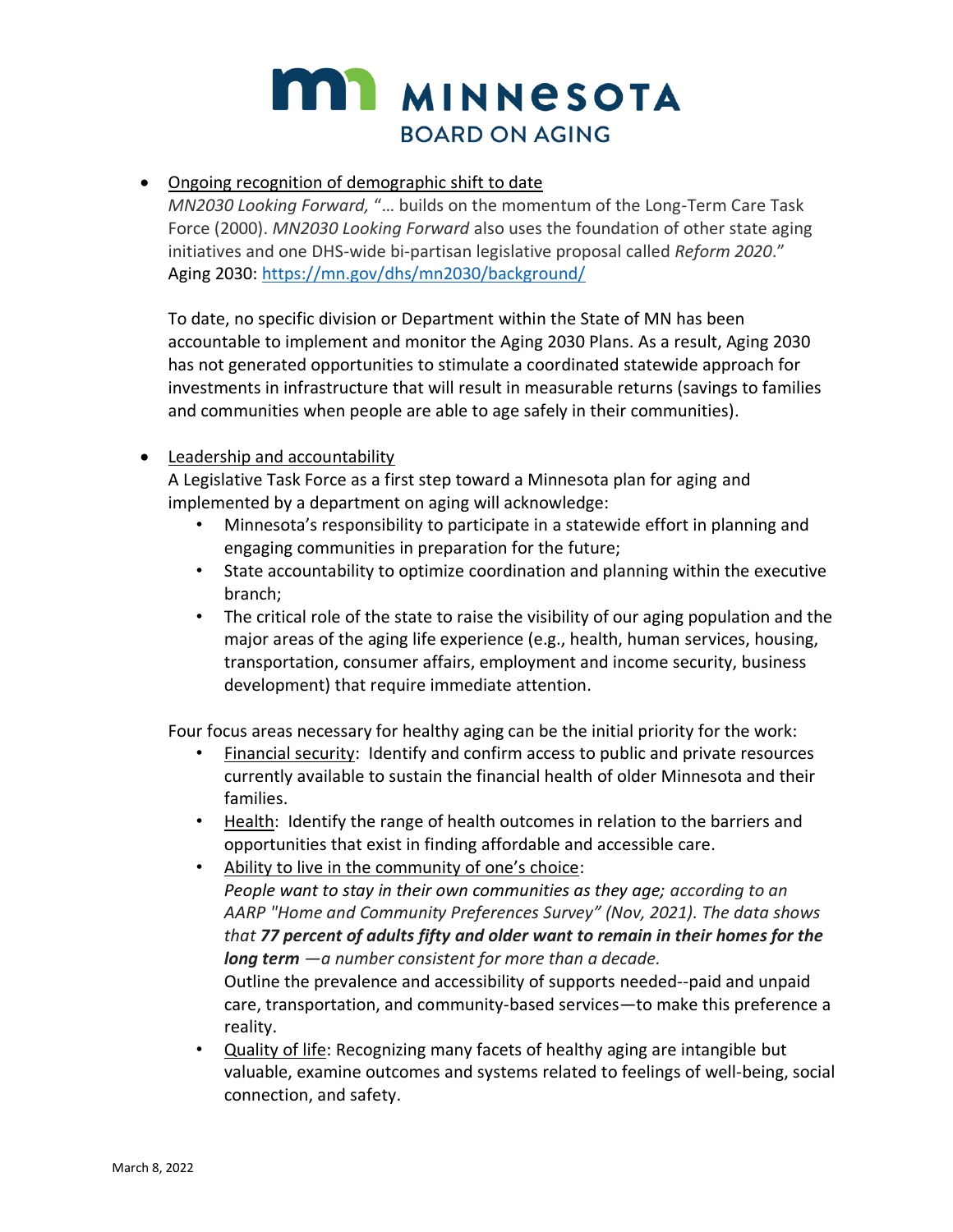- Ongoing recognition of demographic shift to date

  *MN2030 Looking Forward,* "… builds on the momentum of the Long-Term Care Task Force (2000). *MN2030 Looking Forward* also uses the foundation of other state aging initiatives and one DHS-wide bi-partisan legislative proposal called *Reform 2020*." Aging 2030: https://mn.gov/dhs/mn2030/background/

  To date, no specific division or Department within the State of MN has been accountable to implement and monitor the Aging 2030 Plans. As a result, Aging 2030 has not generated opportunities to stimulate a coordinated statewide approach for investments in infrastructure that will result in measurable returns (savings to families and communities when people are able to age safely in their communities).

- Leadership and accountability

  A Legislative Task Force as a first step toward a Minnesota plan for aging and implemented by a department on aging will acknowledge:
  - Minnesota's responsibility to participate in a statewide effort in planning and engaging communities in preparation for the future;
  - State accountability to optimize coordination and planning within the executive branch;
  - The critical role of the state to raise the visibility of our aging population and the major areas of the aging life experience (e.g., health, human services, housing, transportation, consumer affairs, employment and income security, business development) that require immediate attention.

  Four focus areas necessary for healthy aging can be the initial priority for the work:
  - Financial security: Identify and confirm access to public and private resources currently available to sustain the financial health of older Minnesota and their families.
  - Health: Identify the range of health outcomes in relation to the barriers and opportunities that exist in finding affordable and accessible care.
  - Ability to live in the community of one's choice:
    *People want to stay in their own communities as they age; according to an AARP "Home and Community Preferences Survey" (Nov, 2021). The data shows that* ***77 percent of adults fifty and older want to remain in their homes for the long term*** *—a number consistent for more than a decade.*
    Outline the prevalence and accessibility of supports needed--paid and unpaid care, transportation, and community-based services—to make this preference a reality.
  - Quality of life: Recognizing many facets of healthy aging are intangible but valuable, examine outcomes and systems related to feelings of well-being, social connection, and safety.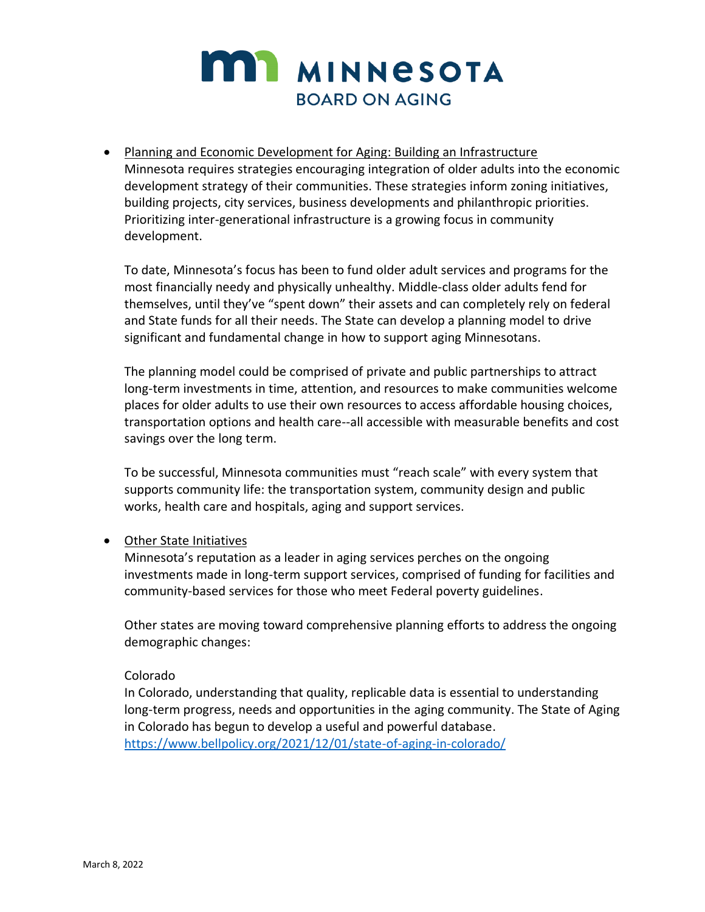- Planning and Economic Development for Aging: Building an Infrastructure
  Minnesota requires strategies encouraging integration of older adults into the economic development strategy of their communities. These strategies inform zoning initiatives, building projects, city services, business developments and philanthropic priorities. Prioritizing inter-generational infrastructure is a growing focus in community development.

  To date, Minnesota's focus has been to fund older adult services and programs for the most financially needy and physically unhealthy. Middle-class older adults fend for themselves, until they've "spent down" their assets and can completely rely on federal and State funds for all their needs. The State can develop a planning model to drive significant and fundamental change in how to support aging Minnesotans.

  The planning model could be comprised of private and public partnerships to attract long-term investments in time, attention, and resources to make communities welcome places for older adults to use their own resources to access affordable housing choices, transportation options and health care--all accessible with measurable benefits and cost savings over the long term.

  To be successful, Minnesota communities must "reach scale" with every system that supports community life: the transportation system, community design and public works, health care and hospitals, aging and support services.

- Other State Initiatives
  Minnesota's reputation as a leader in aging services perches on the ongoing investments made in long-term support services, comprised of funding for facilities and community-based services for those who meet Federal poverty guidelines.

  Other states are moving toward comprehensive planning efforts to address the ongoing demographic changes:

  Colorado
  In Colorado, understanding that quality, replicable data is essential to understanding long-term progress, needs and opportunities in the aging community. The State of Aging in Colorado has begun to develop a useful and powerful database.
  https://www.bellpolicy.org/2021/12/01/state-of-aging-in-colorado/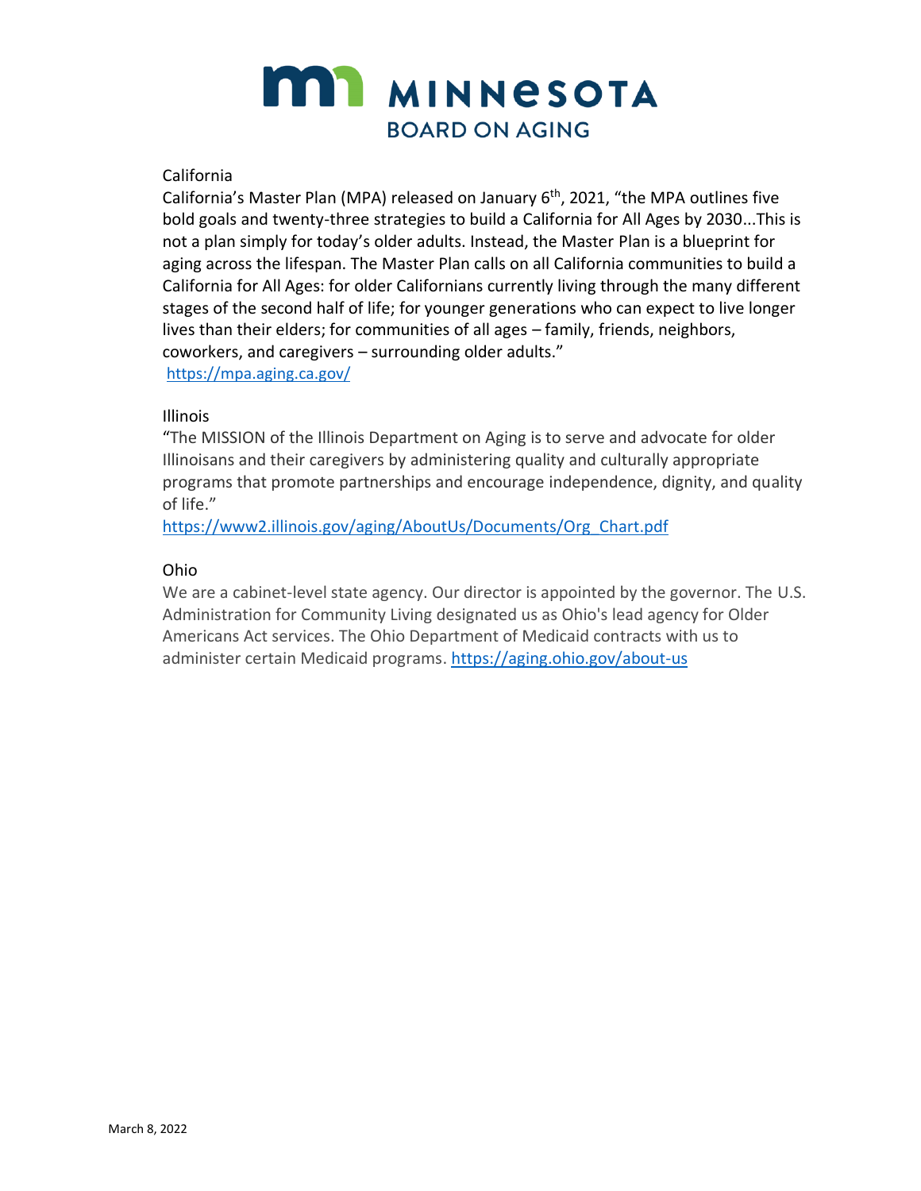California

California's Master Plan (MPA) released on January 6th, 2021, "the MPA outlines five bold goals and twenty-three strategies to build a California for All Ages by 2030...This is not a plan simply for today's older adults. Instead, the Master Plan is a blueprint for aging across the lifespan. The Master Plan calls on all California communities to build a California for All Ages: for older Californians currently living through the many different stages of the second half of life; for younger generations who can expect to live longer lives than their elders; for communities of all ages – family, friends, neighbors, coworkers, and caregivers – surrounding older adults."
https://mpa.aging.ca.gov/

Illinois

"The MISSION of the Illinois Department on Aging is to serve and advocate for older Illinoisans and their caregivers by administering quality and culturally appropriate programs that promote partnerships and encourage independence, dignity, and quality of life."
https://www2.illinois.gov/aging/AboutUs/Documents/Org_Chart.pdf

Ohio

We are a cabinet-level state agency. Our director is appointed by the governor. The U.S. Administration for Community Living designated us as Ohio's lead agency for Older Americans Act services. The Ohio Department of Medicaid contracts with us to administer certain Medicaid programs. https://aging.ohio.gov/about-us